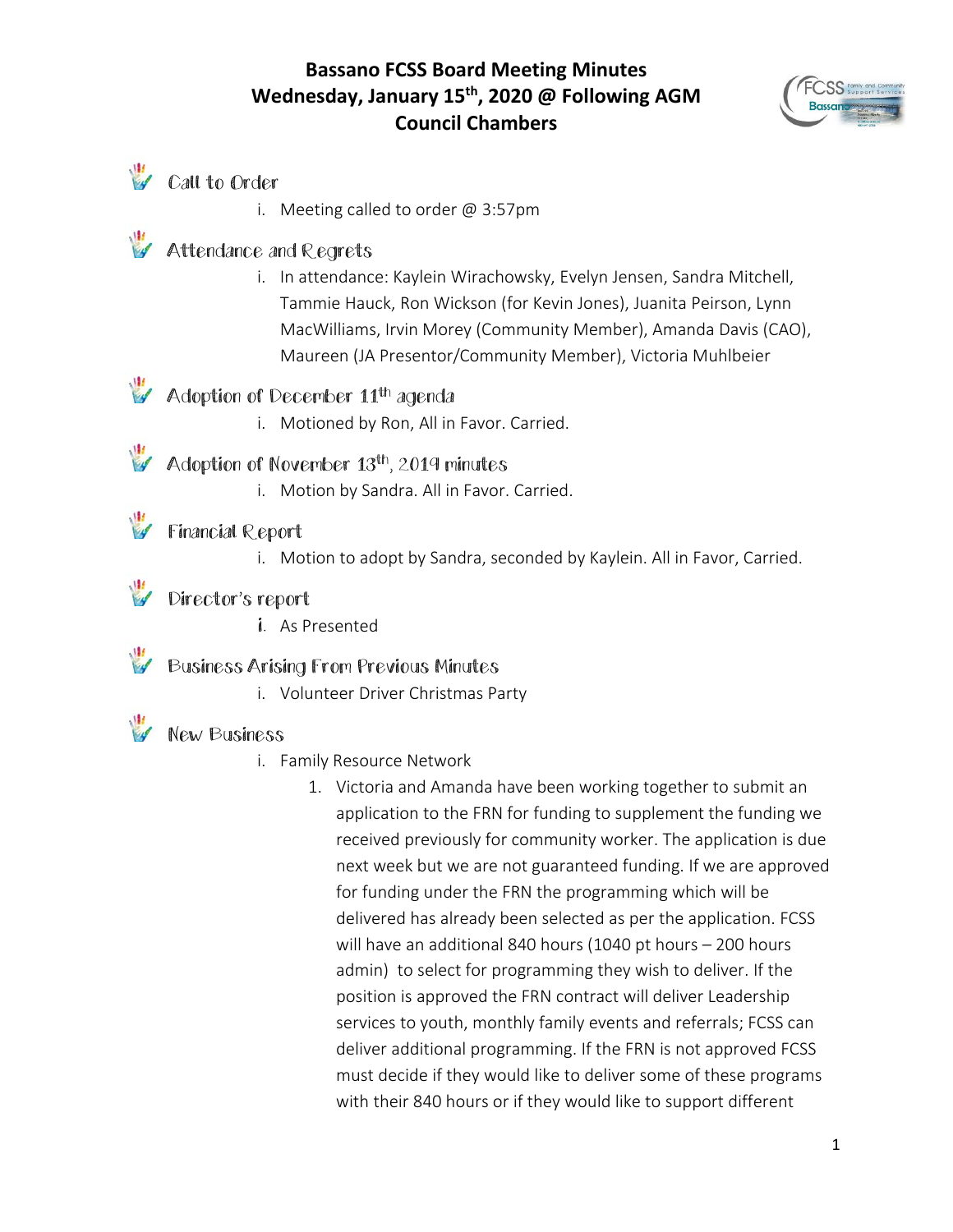# Bassano FCSS Board Meeting Minutes
## Wednesday, January 15th, 2020 @ Following AGM
## Council Chambers

## Call to Order

i. Meeting called to order @ 3:57pm

## Attendance and Regrets

i. In attendance: Kaylein Wirachowsky, Evelyn Jensen, Sandra Mitchell, Tammie Hauck, Ron Wickson (for Kevin Jones), Juanita Peirson, Lynn MacWilliams, Irvin Morey (Community Member), Amanda Davis (CAO), Maureen (JA Presentor/Community Member), Victoria Muhlbeier

## Adoption of December 11th agenda

i. Motioned by Ron, All in Favor. Carried.

## Adoption of November 13th, 2019 minutes

i. Motion by Sandra. All in Favor. Carried.

## Financial Report

i. Motion to adopt by Sandra, seconded by Kaylein. All in Favor, Carried.

## Director's report

i. As Presented

## Business Arising From Previous Minutes

i. Volunteer Driver Christmas Party

## New Business

i. Family Resource Network

1. Victoria and Amanda have been working together to submit an application to the FRN for funding to supplement the funding we received previously for community worker. The application is due next week but we are not guaranteed funding. If we are approved for funding under the FRN the programming which will be delivered has already been selected as per the application. FCSS will have an additional 840 hours (1040 pt hours – 200 hours admin) to select for programming they wish to deliver. If the position is approved the FRN contract will deliver Leadership services to youth, monthly family events and referrals; FCSS can deliver additional programming. If the FRN is not approved FCSS must decide if they would like to deliver some of these programs with their 840 hours or if they would like to support different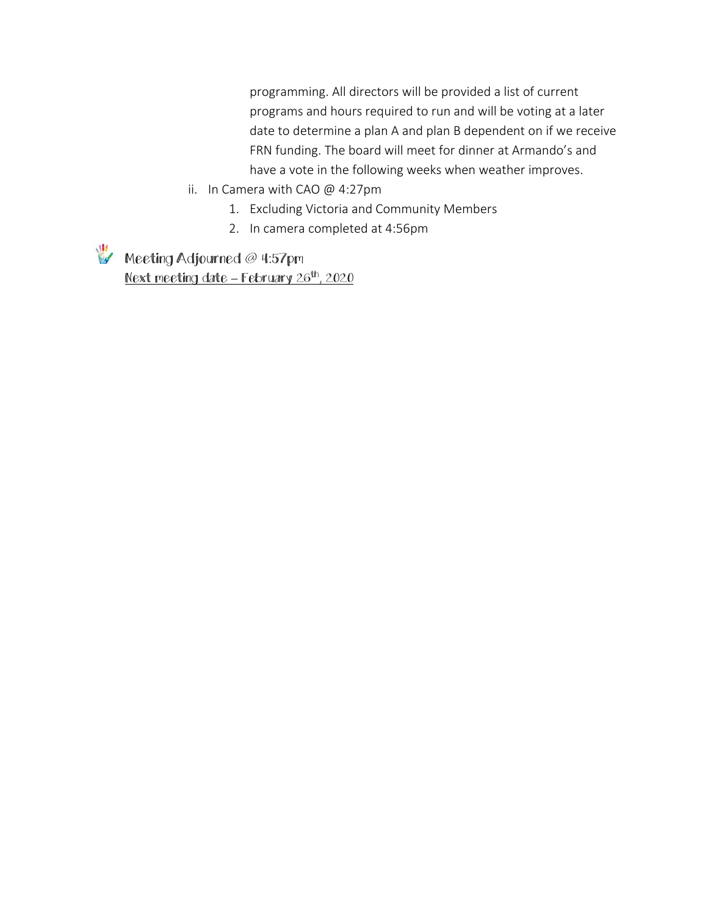programming. All directors will be provided a list of current programs and hours required to run and will be voting at a later date to determine a plan A and plan B dependent on if we receive FRN funding. The board will meet for dinner at Armando's and have a vote in the following weeks when weather improves.

ii. In Camera with CAO @ 4:27pm
    1. Excluding Victoria and Community Members
    2. In camera completed at 4:56pm

Meeting Adjourned @ 4:57pm

Next meeting date – February 26th, 2020